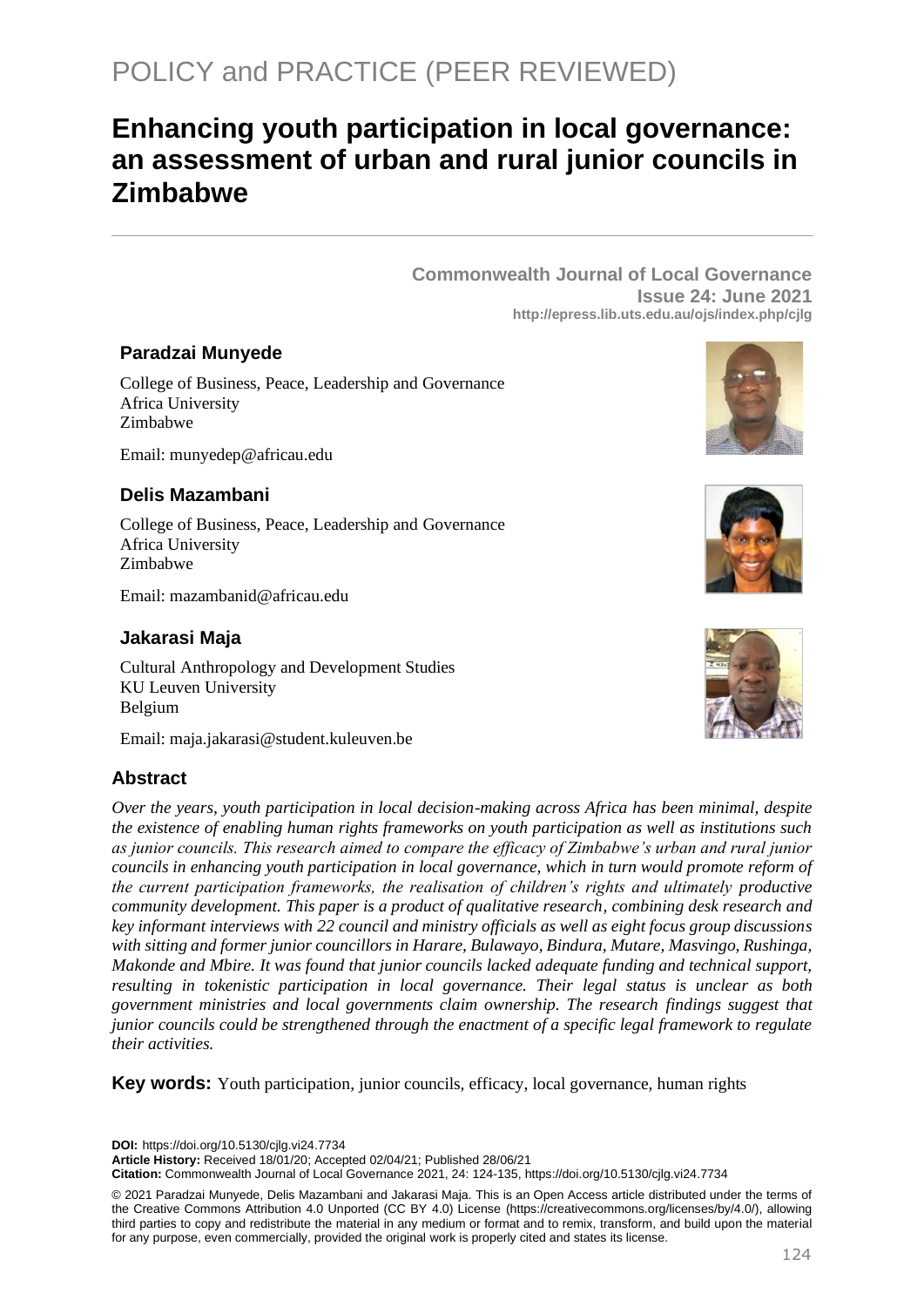POLICY and PRACTICE (PEER REVIEWED)

# Enhancing youth participation in local governance: an assessment of urban and rural junior councils in Zimbabwe

**Commonwealth Journal of Local Governance**
**Issue 24: June 2021**
**http://epress.lib.uts.edu.au/ojs/index.php/cjlg**

### Paradzai Munyede

College of Business, Peace, Leadership and Governance
Africa University
Zimbabwe

Email: munyedep@africau.edu

### Delis Mazambani

College of Business, Peace, Leadership and Governance
Africa University
Zimbabwe

Email: mazambanid@africau.edu

### Jakarasi Maja

Cultural Anthropology and Development Studies
KU Leuven University
Belgium

Email: maja.jakarasi@student.kuleuven.be

## Abstract

*Over the years, youth participation in local decision-making across Africa has been minimal, despite the existence of enabling human rights frameworks on youth participation as well as institutions such as junior councils. This research aimed to compare the efficacy of Zimbabwe's urban and rural junior councils in enhancing youth participation in local governance, which in turn would promote reform of the current participation frameworks, the realisation of children's rights and ultimately productive community development. This paper is a product of qualitative research, combining desk research and key informant interviews with 22 council and ministry officials as well as eight focus group discussions with sitting and former junior councillors in Harare, Bulawayo, Bindura, Mutare, Masvingo, Rushinga, Makonde and Mbire. It was found that junior councils lacked adequate funding and technical support, resulting in tokenistic participation in local governance. Their legal status is unclear as both government ministries and local governments claim ownership. The research findings suggest that junior councils could be strengthened through the enactment of a specific legal framework to regulate their activities.*

**Key words:** Youth participation, junior councils, efficacy, local governance, human rights

**DOI:** https://doi.org/10.5130/cjlg.vi24.7734
**Article History:** Received 18/01/20; Accepted 02/04/21; Published 28/06/21
**Citation:** Commonwealth Journal of Local Governance 2021, 24: 124-135, https://doi.org/10.5130/cjlg.vi24.7734

© 2021 Paradzai Munyede, Delis Mazambani and Jakarasi Maja. This is an Open Access article distributed under the terms of the Creative Commons Attribution 4.0 Unported (CC BY 4.0) License (https://creativecommons.org/licenses/by/4.0/), allowing third parties to copy and redistribute the material in any medium or format and to remix, transform, and build upon the material for any purpose, even commercially, provided the original work is properly cited and states its license.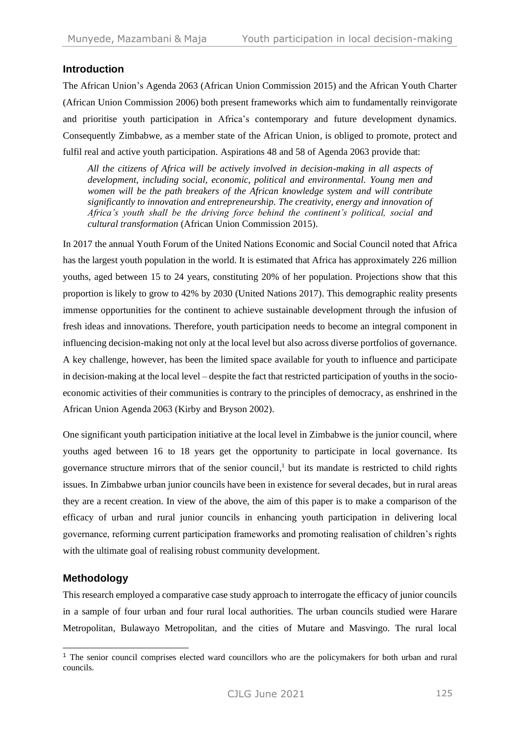## Introduction

The African Union's Agenda 2063 (African Union Commission 2015) and the African Youth Charter (African Union Commission 2006) both present frameworks which aim to fundamentally reinvigorate and prioritise youth participation in Africa's contemporary and future development dynamics. Consequently Zimbabwe, as a member state of the African Union, is obliged to promote, protect and fulfil real and active youth participation. Aspirations 48 and 58 of Agenda 2063 provide that:

> *All the citizens of Africa will be actively involved in decision-making in all aspects of development, including social, economic, political and environmental. Young men and women will be the path breakers of the African knowledge system and will contribute significantly to innovation and entrepreneurship. The creativity, energy and innovation of Africa's youth shall be the driving force behind the continent's political, social and cultural transformation* (African Union Commission 2015).

In 2017 the annual Youth Forum of the United Nations Economic and Social Council noted that Africa has the largest youth population in the world. It is estimated that Africa has approximately 226 million youths, aged between 15 to 24 years, constituting 20% of her population. Projections show that this proportion is likely to grow to 42% by 2030 (United Nations 2017). This demographic reality presents immense opportunities for the continent to achieve sustainable development through the infusion of fresh ideas and innovations. Therefore, youth participation needs to become an integral component in influencing decision-making not only at the local level but also across diverse portfolios of governance. A key challenge, however, has been the limited space available for youth to influence and participate in decision-making at the local level – despite the fact that restricted participation of youths in the socio-economic activities of their communities is contrary to the principles of democracy, as enshrined in the African Union Agenda 2063 (Kirby and Bryson 2002).

One significant youth participation initiative at the local level in Zimbabwe is the junior council, where youths aged between 16 to 18 years get the opportunity to participate in local governance. Its governance structure mirrors that of the senior council,[1] but its mandate is restricted to child rights issues. In Zimbabwe urban junior councils have been in existence for several decades, but in rural areas they are a recent creation. In view of the above, the aim of this paper is to make a comparison of the efficacy of urban and rural junior councils in enhancing youth participation in delivering local governance, reforming current participation frameworks and promoting realisation of children's rights with the ultimate goal of realising robust community development.

## Methodology

This research employed a comparative case study approach to interrogate the efficacy of junior councils in a sample of four urban and four rural local authorities. The urban councils studied were Harare Metropolitan, Bulawayo Metropolitan, and the cities of Mutare and Masvingo. The rural local

[1] The senior council comprises elected ward councillors who are the policymakers for both urban and rural councils.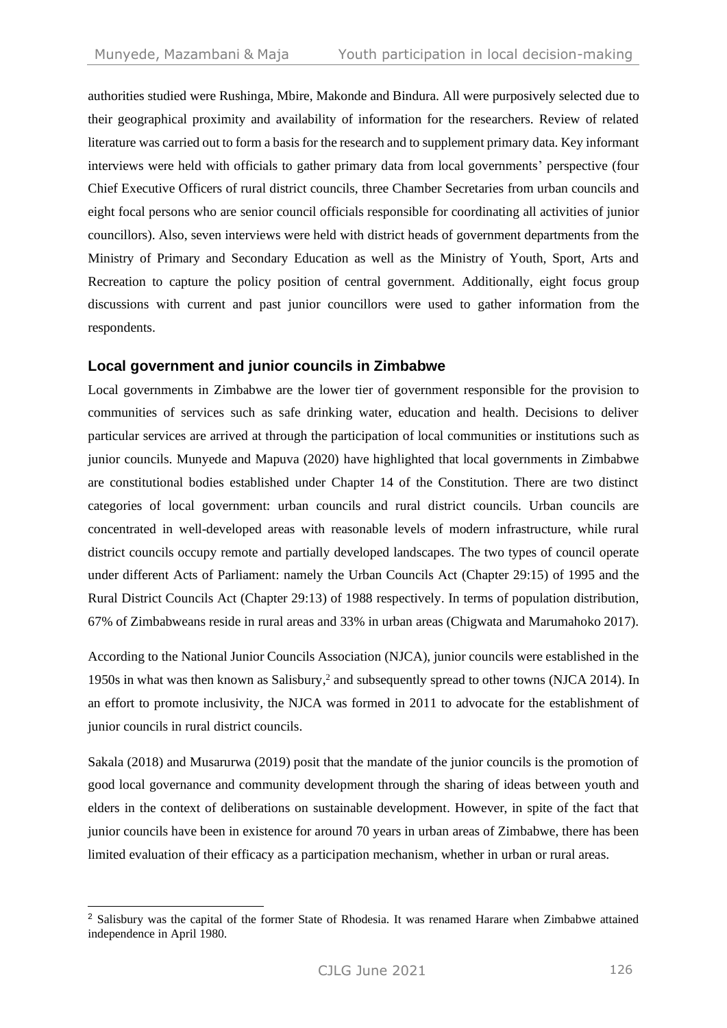authorities studied were Rushinga, Mbire, Makonde and Bindura. All were purposively selected due to their geographical proximity and availability of information for the researchers. Review of related literature was carried out to form a basis for the research and to supplement primary data. Key informant interviews were held with officials to gather primary data from local governments' perspective (four Chief Executive Officers of rural district councils, three Chamber Secretaries from urban councils and eight focal persons who are senior council officials responsible for coordinating all activities of junior councillors). Also, seven interviews were held with district heads of government departments from the Ministry of Primary and Secondary Education as well as the Ministry of Youth, Sport, Arts and Recreation to capture the policy position of central government. Additionally, eight focus group discussions with current and past junior councillors were used to gather information from the respondents.

## Local government and junior councils in Zimbabwe

Local governments in Zimbabwe are the lower tier of government responsible for the provision to communities of services such as safe drinking water, education and health. Decisions to deliver particular services are arrived at through the participation of local communities or institutions such as junior councils. Munyede and Mapuva (2020) have highlighted that local governments in Zimbabwe are constitutional bodies established under Chapter 14 of the Constitution. There are two distinct categories of local government: urban councils and rural district councils. Urban councils are concentrated in well-developed areas with reasonable levels of modern infrastructure, while rural district councils occupy remote and partially developed landscapes. The two types of council operate under different Acts of Parliament: namely the Urban Councils Act (Chapter 29:15) of 1995 and the Rural District Councils Act (Chapter 29:13) of 1988 respectively. In terms of population distribution, 67% of Zimbabweans reside in rural areas and 33% in urban areas (Chigwata and Marumahoko 2017).

According to the National Junior Councils Association (NJCA), junior councils were established in the 1950s in what was then known as Salisbury,[2] and subsequently spread to other towns (NJCA 2014). In an effort to promote inclusivity, the NJCA was formed in 2011 to advocate for the establishment of junior councils in rural district councils.

Sakala (2018) and Musarurwa (2019) posit that the mandate of the junior councils is the promotion of good local governance and community development through the sharing of ideas between youth and elders in the context of deliberations on sustainable development. However, in spite of the fact that junior councils have been in existence for around 70 years in urban areas of Zimbabwe, there has been limited evaluation of their efficacy as a participation mechanism, whether in urban or rural areas.

[2] Salisbury was the capital of the former State of Rhodesia. It was renamed Harare when Zimbabwe attained independence in April 1980.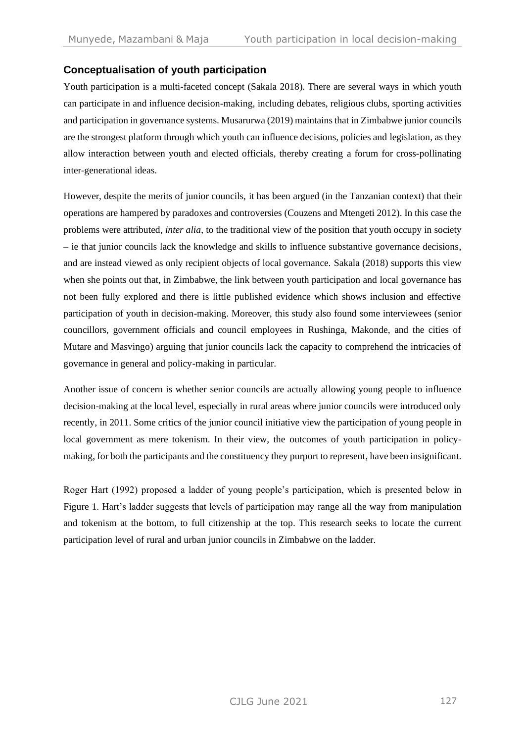## Conceptualisation of youth participation

Youth participation is a multi-faceted concept (Sakala 2018). There are several ways in which youth can participate in and influence decision-making, including debates, religious clubs, sporting activities and participation in governance systems. Musarurwa (2019) maintains that in Zimbabwe junior councils are the strongest platform through which youth can influence decisions, policies and legislation, as they allow interaction between youth and elected officials, thereby creating a forum for cross-pollinating inter-generational ideas.

However, despite the merits of junior councils, it has been argued (in the Tanzanian context) that their operations are hampered by paradoxes and controversies (Couzens and Mtengeti 2012). In this case the problems were attributed, *inter alia*, to the traditional view of the position that youth occupy in society – ie that junior councils lack the knowledge and skills to influence substantive governance decisions, and are instead viewed as only recipient objects of local governance. Sakala (2018) supports this view when she points out that, in Zimbabwe, the link between youth participation and local governance has not been fully explored and there is little published evidence which shows inclusion and effective participation of youth in decision-making. Moreover, this study also found some interviewees (senior councillors, government officials and council employees in Rushinga, Makonde, and the cities of Mutare and Masvingo) arguing that junior councils lack the capacity to comprehend the intricacies of governance in general and policy-making in particular.

Another issue of concern is whether senior councils are actually allowing young people to influence decision-making at the local level, especially in rural areas where junior councils were introduced only recently, in 2011. Some critics of the junior council initiative view the participation of young people in local government as mere tokenism. In their view, the outcomes of youth participation in policy-making, for both the participants and the constituency they purport to represent, have been insignificant.

Roger Hart (1992) proposed a ladder of young people's participation, which is presented below in Figure 1. Hart's ladder suggests that levels of participation may range all the way from manipulation and tokenism at the bottom, to full citizenship at the top. This research seeks to locate the current participation level of rural and urban junior councils in Zimbabwe on the ladder.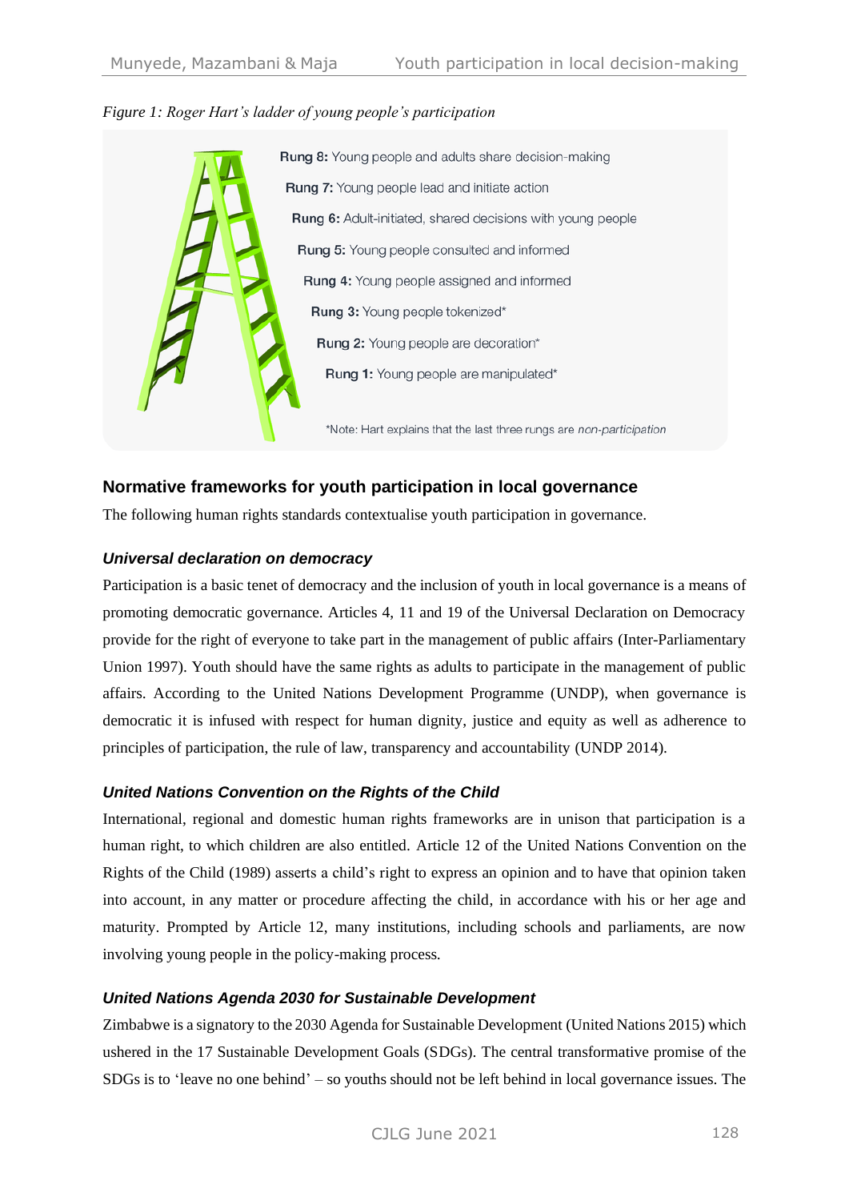*Figure 1: Roger Hart's ladder of young people's participation*

**Rung 8:** Young people and adults share decision-making

**Rung 7:** Young people lead and initiate action

**Rung 6:** Adult-initiated, shared decisions with young people

**Rung 5:** Young people consulted and informed

**Rung 4:** Young people assigned and informed

**Rung 3:** Young people tokenized*

**Rung 2:** Young people are decoration*

**Rung 1:** Young people are manipulated*

*Note: Hart explains that the last three rungs are *non-participation*

## Normative frameworks for youth participation in local governance

The following human rights standards contextualise youth participation in governance.

### *Universal declaration on democracy*

Participation is a basic tenet of democracy and the inclusion of youth in local governance is a means of promoting democratic governance. Articles 4, 11 and 19 of the Universal Declaration on Democracy provide for the right of everyone to take part in the management of public affairs (Inter-Parliamentary Union 1997). Youth should have the same rights as adults to participate in the management of public affairs. According to the United Nations Development Programme (UNDP), when governance is democratic it is infused with respect for human dignity, justice and equity as well as adherence to principles of participation, the rule of law, transparency and accountability (UNDP 2014).

### *United Nations Convention on the Rights of the Child*

International, regional and domestic human rights frameworks are in unison that participation is a human right, to which children are also entitled. Article 12 of the United Nations Convention on the Rights of the Child (1989) asserts a child's right to express an opinion and to have that opinion taken into account, in any matter or procedure affecting the child, in accordance with his or her age and maturity. Prompted by Article 12, many institutions, including schools and parliaments, are now involving young people in the policy-making process.

### *United Nations Agenda 2030 for Sustainable Development*

Zimbabwe is a signatory to the 2030 Agenda for Sustainable Development (United Nations 2015) which ushered in the 17 Sustainable Development Goals (SDGs). The central transformative promise of the SDGs is to 'leave no one behind' – so youths should not be left behind in local governance issues. The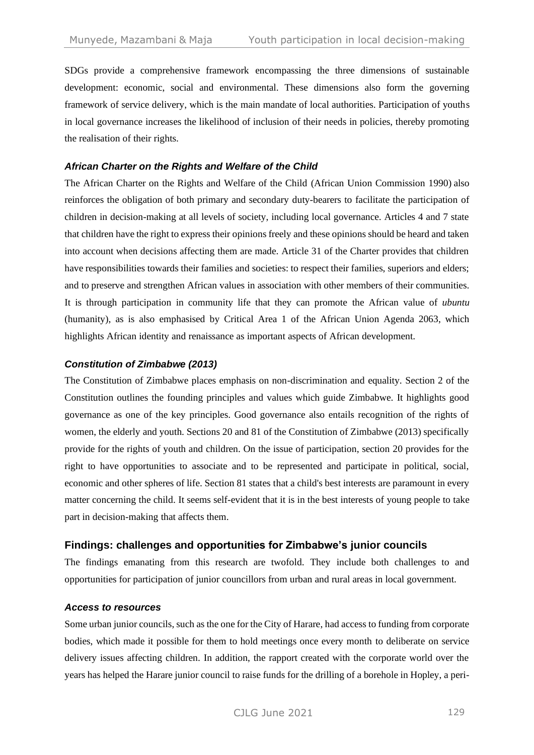SDGs provide a comprehensive framework encompassing the three dimensions of sustainable development: economic, social and environmental. These dimensions also form the governing framework of service delivery, which is the main mandate of local authorities. Participation of youths in local governance increases the likelihood of inclusion of their needs in policies, thereby promoting the realisation of their rights.

### *African Charter on the Rights and Welfare of the Child*

The African Charter on the Rights and Welfare of the Child (African Union Commission 1990) also reinforces the obligation of both primary and secondary duty-bearers to facilitate the participation of children in decision-making at all levels of society, including local governance. Articles 4 and 7 state that children have the right to express their opinions freely and these opinions should be heard and taken into account when decisions affecting them are made. Article 31 of the Charter provides that children have responsibilities towards their families and societies: to respect their families, superiors and elders; and to preserve and strengthen African values in association with other members of their communities. It is through participation in community life that they can promote the African value of *ubuntu* (humanity), as is also emphasised by Critical Area 1 of the African Union Agenda 2063, which highlights African identity and renaissance as important aspects of African development.

### *Constitution of Zimbabwe (2013)*

The Constitution of Zimbabwe places emphasis on non-discrimination and equality. Section 2 of the Constitution outlines the founding principles and values which guide Zimbabwe. It highlights good governance as one of the key principles. Good governance also entails recognition of the rights of women, the elderly and youth. Sections 20 and 81 of the Constitution of Zimbabwe (2013) specifically provide for the rights of youth and children. On the issue of participation, section 20 provides for the right to have opportunities to associate and to be represented and participate in political, social, economic and other spheres of life. Section 81 states that a child's best interests are paramount in every matter concerning the child. It seems self-evident that it is in the best interests of young people to take part in decision-making that affects them.

## Findings: challenges and opportunities for Zimbabwe's junior councils

The findings emanating from this research are twofold. They include both challenges to and opportunities for participation of junior councillors from urban and rural areas in local government.

### *Access to resources*

Some urban junior councils, such as the one for the City of Harare, had access to funding from corporate bodies, which made it possible for them to hold meetings once every month to deliberate on service delivery issues affecting children. In addition, the rapport created with the corporate world over the years has helped the Harare junior council to raise funds for the drilling of a borehole in Hopley, a peri-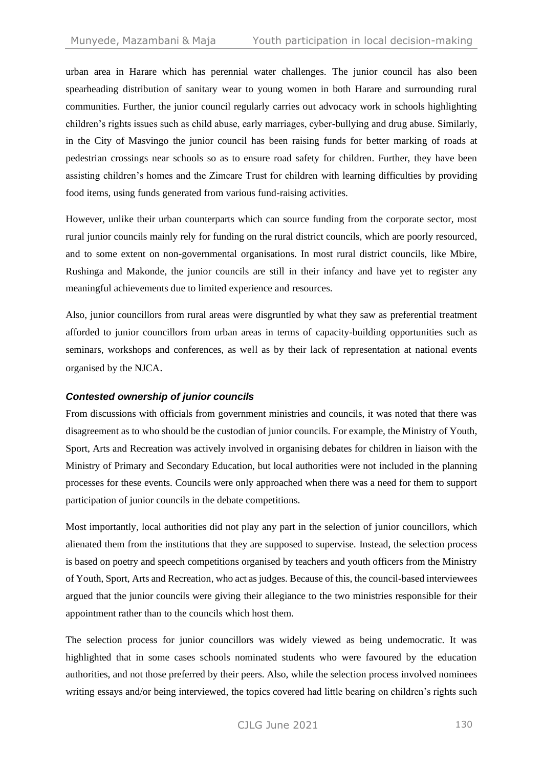urban area in Harare which has perennial water challenges. The junior council has also been spearheading distribution of sanitary wear to young women in both Harare and surrounding rural communities. Further, the junior council regularly carries out advocacy work in schools highlighting children's rights issues such as child abuse, early marriages, cyber-bullying and drug abuse. Similarly, in the City of Masvingo the junior council has been raising funds for better marking of roads at pedestrian crossings near schools so as to ensure road safety for children. Further, they have been assisting children's homes and the Zimcare Trust for children with learning difficulties by providing food items, using funds generated from various fund-raising activities.

However, unlike their urban counterparts which can source funding from the corporate sector, most rural junior councils mainly rely for funding on the rural district councils, which are poorly resourced, and to some extent on non-governmental organisations. In most rural district councils, like Mbire, Rushinga and Makonde, the junior councils are still in their infancy and have yet to register any meaningful achievements due to limited experience and resources.

Also, junior councillors from rural areas were disgruntled by what they saw as preferential treatment afforded to junior councillors from urban areas in terms of capacity-building opportunities such as seminars, workshops and conferences, as well as by their lack of representation at national events organised by the NJCA.

### *Contested ownership of junior councils*

From discussions with officials from government ministries and councils, it was noted that there was disagreement as to who should be the custodian of junior councils. For example, the Ministry of Youth, Sport, Arts and Recreation was actively involved in organising debates for children in liaison with the Ministry of Primary and Secondary Education, but local authorities were not included in the planning processes for these events. Councils were only approached when there was a need for them to support participation of junior councils in the debate competitions.

Most importantly, local authorities did not play any part in the selection of junior councillors, which alienated them from the institutions that they are supposed to supervise. Instead, the selection process is based on poetry and speech competitions organised by teachers and youth officers from the Ministry of Youth, Sport, Arts and Recreation, who act as judges. Because of this, the council-based interviewees argued that the junior councils were giving their allegiance to the two ministries responsible for their appointment rather than to the councils which host them.

The selection process for junior councillors was widely viewed as being undemocratic. It was highlighted that in some cases schools nominated students who were favoured by the education authorities, and not those preferred by their peers. Also, while the selection process involved nominees writing essays and/or being interviewed, the topics covered had little bearing on children's rights such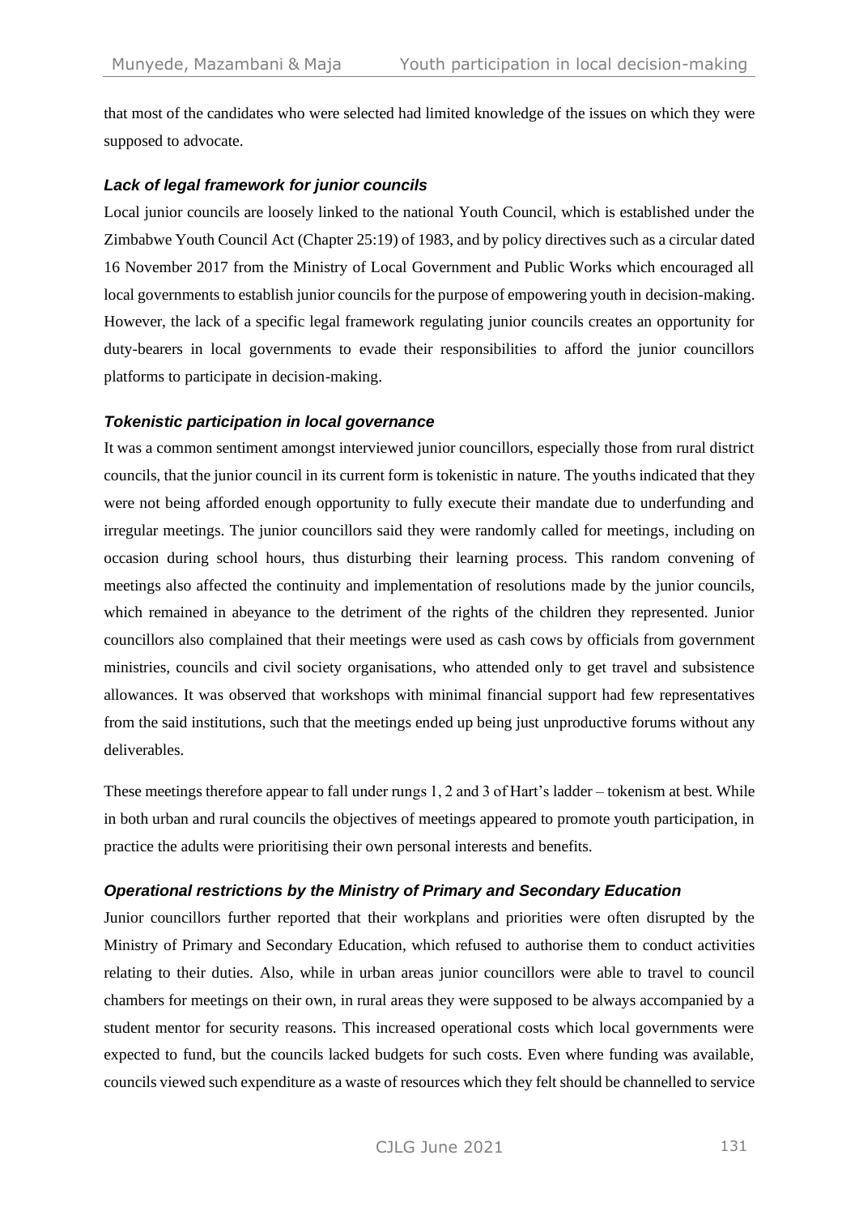that most of the candidates who were selected had limited knowledge of the issues on which they were supposed to advocate.

### *Lack of legal framework for junior councils*

Local junior councils are loosely linked to the national Youth Council, which is established under the Zimbabwe Youth Council Act (Chapter 25:19) of 1983, and by policy directives such as a circular dated 16 November 2017 from the Ministry of Local Government and Public Works which encouraged all local governments to establish junior councils for the purpose of empowering youth in decision-making. However, the lack of a specific legal framework regulating junior councils creates an opportunity for duty-bearers in local governments to evade their responsibilities to afford the junior councillors platforms to participate in decision-making.

### *Tokenistic participation in local governance*

It was a common sentiment amongst interviewed junior councillors, especially those from rural district councils, that the junior council in its current form is tokenistic in nature. The youths indicated that they were not being afforded enough opportunity to fully execute their mandate due to underfunding and irregular meetings. The junior councillors said they were randomly called for meetings, including on occasion during school hours, thus disturbing their learning process. This random convening of meetings also affected the continuity and implementation of resolutions made by the junior councils, which remained in abeyance to the detriment of the rights of the children they represented. Junior councillors also complained that their meetings were used as cash cows by officials from government ministries, councils and civil society organisations, who attended only to get travel and subsistence allowances. It was observed that workshops with minimal financial support had few representatives from the said institutions, such that the meetings ended up being just unproductive forums without any deliverables.

These meetings therefore appear to fall under rungs 1, 2 and 3 of Hart's ladder – tokenism at best. While in both urban and rural councils the objectives of meetings appeared to promote youth participation, in practice the adults were prioritising their own personal interests and benefits.

### *Operational restrictions by the Ministry of Primary and Secondary Education*

Junior councillors further reported that their workplans and priorities were often disrupted by the Ministry of Primary and Secondary Education, which refused to authorise them to conduct activities relating to their duties. Also, while in urban areas junior councillors were able to travel to council chambers for meetings on their own, in rural areas they were supposed to be always accompanied by a student mentor for security reasons. This increased operational costs which local governments were expected to fund, but the councils lacked budgets for such costs. Even where funding was available, councils viewed such expenditure as a waste of resources which they felt should be channelled to service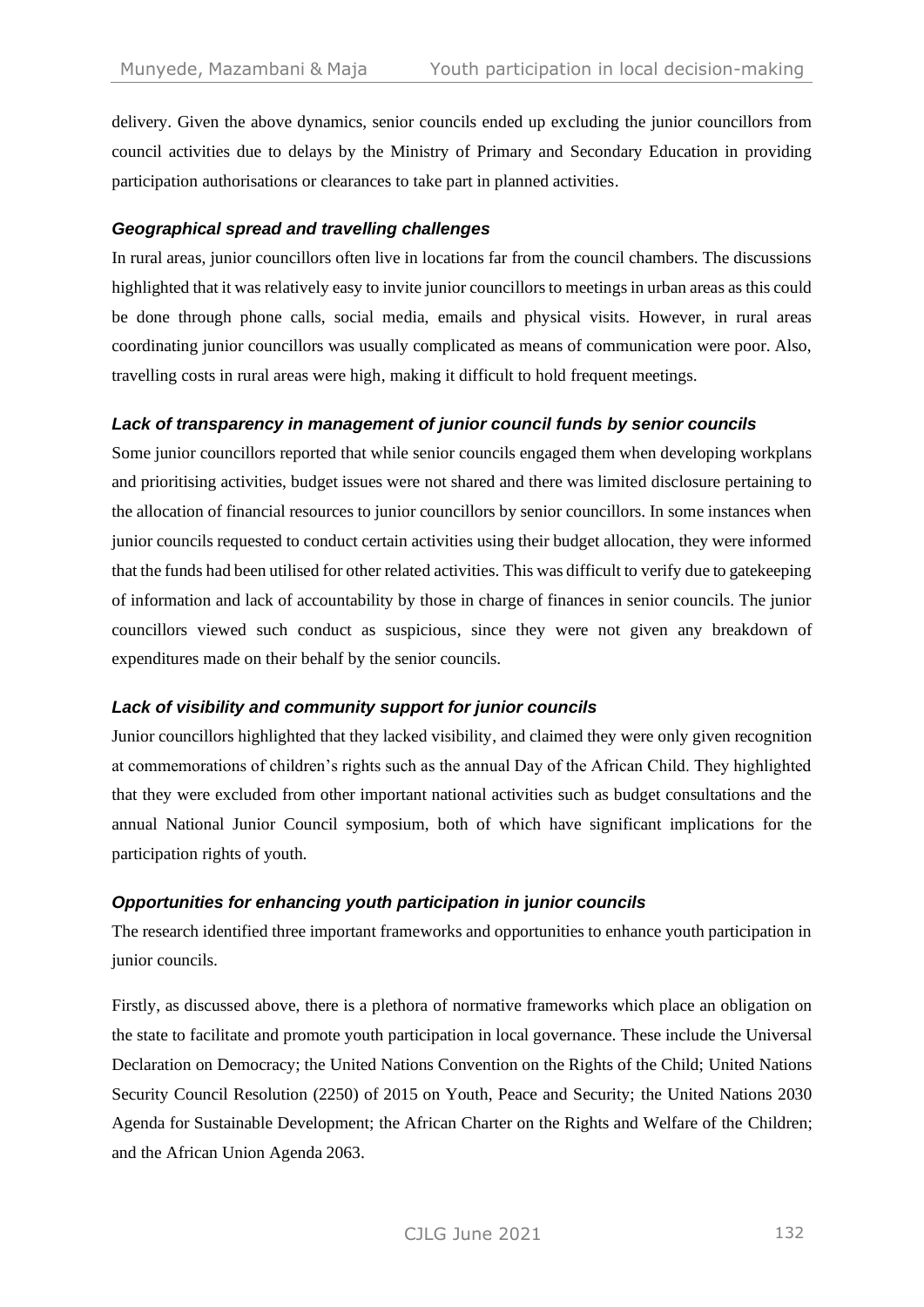delivery. Given the above dynamics, senior councils ended up excluding the junior councillors from council activities due to delays by the Ministry of Primary and Secondary Education in providing participation authorisations or clearances to take part in planned activities.

### *Geographical spread and travelling challenges*

In rural areas, junior councillors often live in locations far from the council chambers. The discussions highlighted that it was relatively easy to invite junior councillors to meetings in urban areas as this could be done through phone calls, social media, emails and physical visits. However, in rural areas coordinating junior councillors was usually complicated as means of communication were poor. Also, travelling costs in rural areas were high, making it difficult to hold frequent meetings.

### *Lack of transparency in management of junior council funds by senior councils*

Some junior councillors reported that while senior councils engaged them when developing workplans and prioritising activities, budget issues were not shared and there was limited disclosure pertaining to the allocation of financial resources to junior councillors by senior councillors. In some instances when junior councils requested to conduct certain activities using their budget allocation, they were informed that the funds had been utilised for other related activities. This was difficult to verify due to gatekeeping of information and lack of accountability by those in charge of finances in senior councils. The junior councillors viewed such conduct as suspicious, since they were not given any breakdown of expenditures made on their behalf by the senior councils.

### *Lack of visibility and community support for junior councils*

Junior councillors highlighted that they lacked visibility, and claimed they were only given recognition at commemorations of children's rights such as the annual Day of the African Child. They highlighted that they were excluded from other important national activities such as budget consultations and the annual National Junior Council symposium, both of which have significant implications for the participation rights of youth.

### *Opportunities for enhancing youth participation in junior councils*

The research identified three important frameworks and opportunities to enhance youth participation in junior councils.

Firstly, as discussed above, there is a plethora of normative frameworks which place an obligation on the state to facilitate and promote youth participation in local governance. These include the Universal Declaration on Democracy; the United Nations Convention on the Rights of the Child; United Nations Security Council Resolution (2250) of 2015 on Youth, Peace and Security; the United Nations 2030 Agenda for Sustainable Development; the African Charter on the Rights and Welfare of the Children; and the African Union Agenda 2063.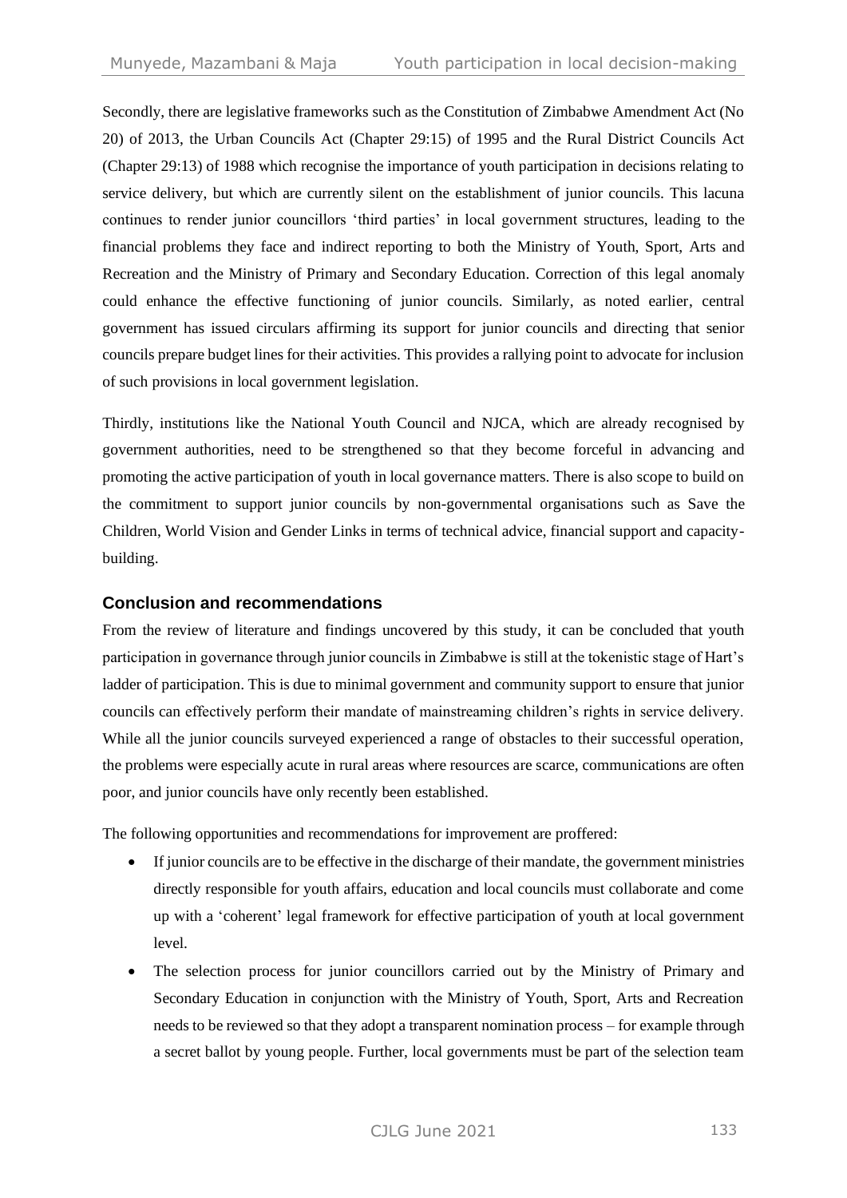Secondly, there are legislative frameworks such as the Constitution of Zimbabwe Amendment Act (No 20) of 2013, the Urban Councils Act (Chapter 29:15) of 1995 and the Rural District Councils Act (Chapter 29:13) of 1988 which recognise the importance of youth participation in decisions relating to service delivery, but which are currently silent on the establishment of junior councils. This lacuna continues to render junior councillors 'third parties' in local government structures, leading to the financial problems they face and indirect reporting to both the Ministry of Youth, Sport, Arts and Recreation and the Ministry of Primary and Secondary Education. Correction of this legal anomaly could enhance the effective functioning of junior councils. Similarly, as noted earlier, central government has issued circulars affirming its support for junior councils and directing that senior councils prepare budget lines for their activities. This provides a rallying point to advocate for inclusion of such provisions in local government legislation.

Thirdly, institutions like the National Youth Council and NJCA, which are already recognised by government authorities, need to be strengthened so that they become forceful in advancing and promoting the active participation of youth in local governance matters. There is also scope to build on the commitment to support junior councils by non-governmental organisations such as Save the Children, World Vision and Gender Links in terms of technical advice, financial support and capacity-building.

## Conclusion and recommendations

From the review of literature and findings uncovered by this study, it can be concluded that youth participation in governance through junior councils in Zimbabwe is still at the tokenistic stage of Hart's ladder of participation. This is due to minimal government and community support to ensure that junior councils can effectively perform their mandate of mainstreaming children's rights in service delivery. While all the junior councils surveyed experienced a range of obstacles to their successful operation, the problems were especially acute in rural areas where resources are scarce, communications are often poor, and junior councils have only recently been established.

The following opportunities and recommendations for improvement are proffered:

- If junior councils are to be effective in the discharge of their mandate, the government ministries directly responsible for youth affairs, education and local councils must collaborate and come up with a 'coherent' legal framework for effective participation of youth at local government level.
- The selection process for junior councillors carried out by the Ministry of Primary and Secondary Education in conjunction with the Ministry of Youth, Sport, Arts and Recreation needs to be reviewed so that they adopt a transparent nomination process – for example through a secret ballot by young people. Further, local governments must be part of the selection team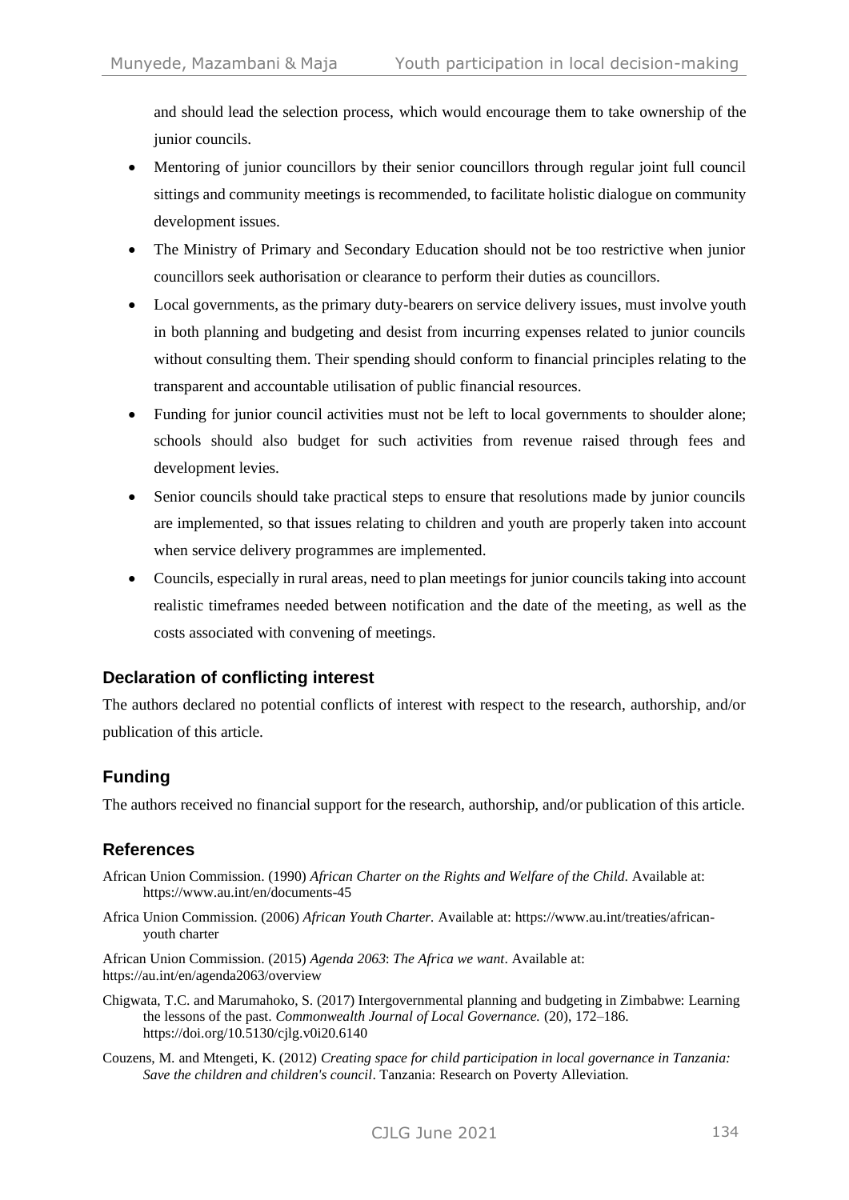and should lead the selection process, which would encourage them to take ownership of the junior councils.

- Mentoring of junior councillors by their senior councillors through regular joint full council sittings and community meetings is recommended, to facilitate holistic dialogue on community development issues.
- The Ministry of Primary and Secondary Education should not be too restrictive when junior councillors seek authorisation or clearance to perform their duties as councillors.
- Local governments, as the primary duty-bearers on service delivery issues, must involve youth in both planning and budgeting and desist from incurring expenses related to junior councils without consulting them. Their spending should conform to financial principles relating to the transparent and accountable utilisation of public financial resources.
- Funding for junior council activities must not be left to local governments to shoulder alone; schools should also budget for such activities from revenue raised through fees and development levies.
- Senior councils should take practical steps to ensure that resolutions made by junior councils are implemented, so that issues relating to children and youth are properly taken into account when service delivery programmes are implemented.
- Councils, especially in rural areas, need to plan meetings for junior councils taking into account realistic timeframes needed between notification and the date of the meeting, as well as the costs associated with convening of meetings.

## Declaration of conflicting interest

The authors declared no potential conflicts of interest with respect to the research, authorship, and/or publication of this article.

## Funding

The authors received no financial support for the research, authorship, and/or publication of this article.

## References

African Union Commission. (1990) *African Charter on the Rights and Welfare of the Child*. Available at: https://www.au.int/en/documents-45

Africa Union Commission. (2006) *African Youth Charter.* Available at: https://www.au.int/treaties/african-youth charter

African Union Commission. (2015) *Agenda 2063*: *The Africa we want*. Available at: https://au.int/en/agenda2063/overview

Chigwata, T.C. and Marumahoko, S. (2017) Intergovernmental planning and budgeting in Zimbabwe: Learning the lessons of the past. *Commonwealth Journal of Local Governance.* (20), 172–186. https://doi.org/10.5130/cjlg.v0i20.6140

Couzens, M. and Mtengeti, K. (2012) *Creating space for child participation in local governance in Tanzania: Save the children and children's council*. Tanzania: Research on Poverty Alleviation.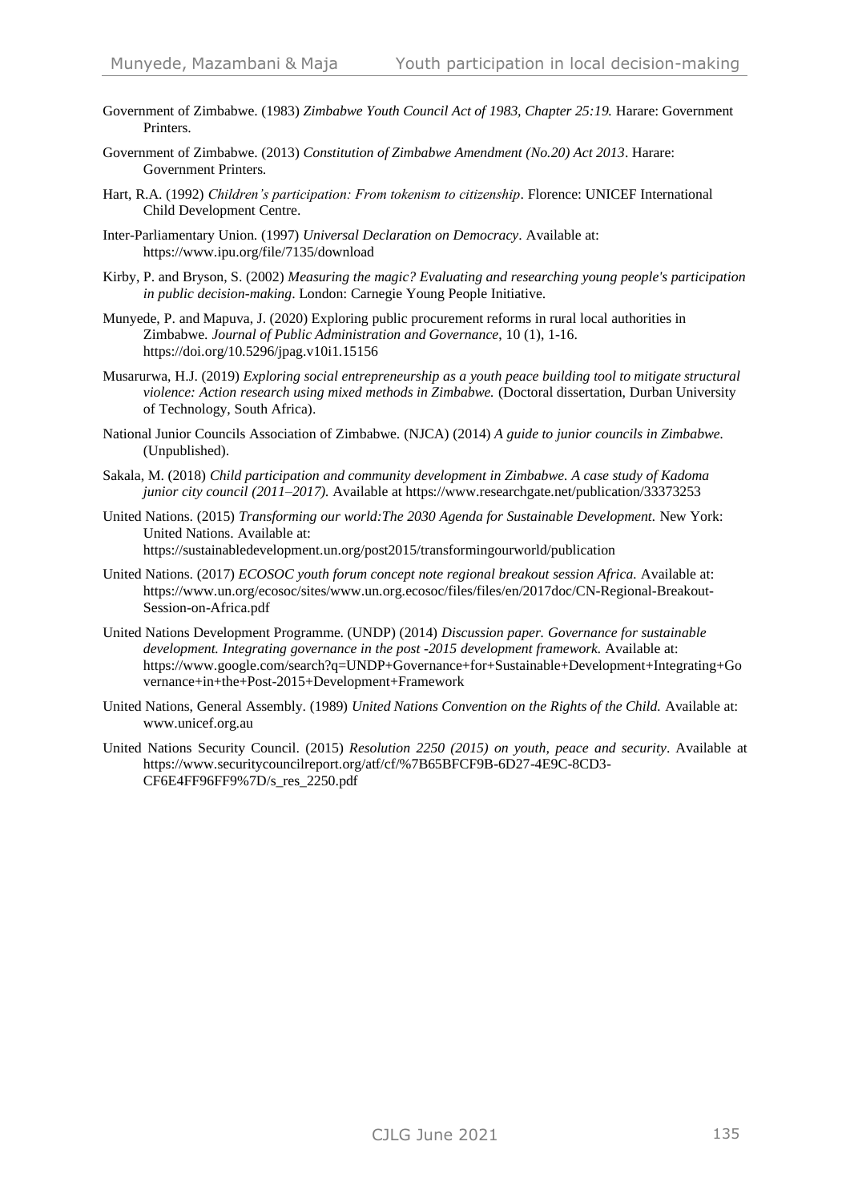Government of Zimbabwe. (1983) *Zimbabwe Youth Council Act of 1983, Chapter 25:19.* Harare: Government Printers.

Government of Zimbabwe. (2013) *Constitution of Zimbabwe Amendment (No.20) Act 2013*. Harare: Government Printers.

Hart, R.A. (1992) *Children's participation: From tokenism to citizenship*. Florence: UNICEF International Child Development Centre.

Inter-Parliamentary Union. (1997) *Universal Declaration on Democracy*. Available at: https://www.ipu.org/file/7135/download

Kirby, P. and Bryson, S. (2002) *Measuring the magic? Evaluating and researching young people's participation in public decision-making*. London: Carnegie Young People Initiative.

Munyede, P. and Mapuva, J. (2020) Exploring public procurement reforms in rural local authorities in Zimbabwe. *Journal of Public Administration and Governance*, 10 (1), 1-16. https://doi.org/10.5296/jpag.v10i1.15156

Musarurwa, H.J. (2019) *Exploring social entrepreneurship as a youth peace building tool to mitigate structural violence: Action research using mixed methods in Zimbabwe.* (Doctoral dissertation, Durban University of Technology, South Africa).

National Junior Councils Association of Zimbabwe. (NJCA) (2014) *A guide to junior councils in Zimbabwe.* (Unpublished).

Sakala, M. (2018) *Child participation and community development in Zimbabwe. A case study of Kadoma junior city council (2011–2017).* Available at https://www.researchgate.net/publication/33373253

United Nations. (2015) *Transforming our world:The 2030 Agenda for Sustainable Development.* New York: United Nations. Available at: https://sustainabledevelopment.un.org/post2015/transformingourworld/publication

United Nations. (2017) *ECOSOC youth forum concept note regional breakout session Africa.* Available at: https://www.un.org/ecosoc/sites/www.un.org.ecosoc/files/files/en/2017doc/CN-Regional-Breakout-Session-on-Africa.pdf

United Nations Development Programme. (UNDP) (2014) *Discussion paper. Governance for sustainable development. Integrating governance in the post -2015 development framework.* Available at: https://www.google.com/search?q=UNDP+Governance+for+Sustainable+Development+Integrating+Governance+in+the+Post-2015+Development+Framework

United Nations, General Assembly. (1989) *United Nations Convention on the Rights of the Child.* Available at: www.unicef.org.au

United Nations Security Council. (2015) *Resolution 2250 (2015) on youth, peace and security*. Available at https://www.securitycouncilreport.org/atf/cf/%7B65BFCF9B-6D27-4E9C-8CD3-CF6E4FF96FF9%7D/s_res_2250.pdf